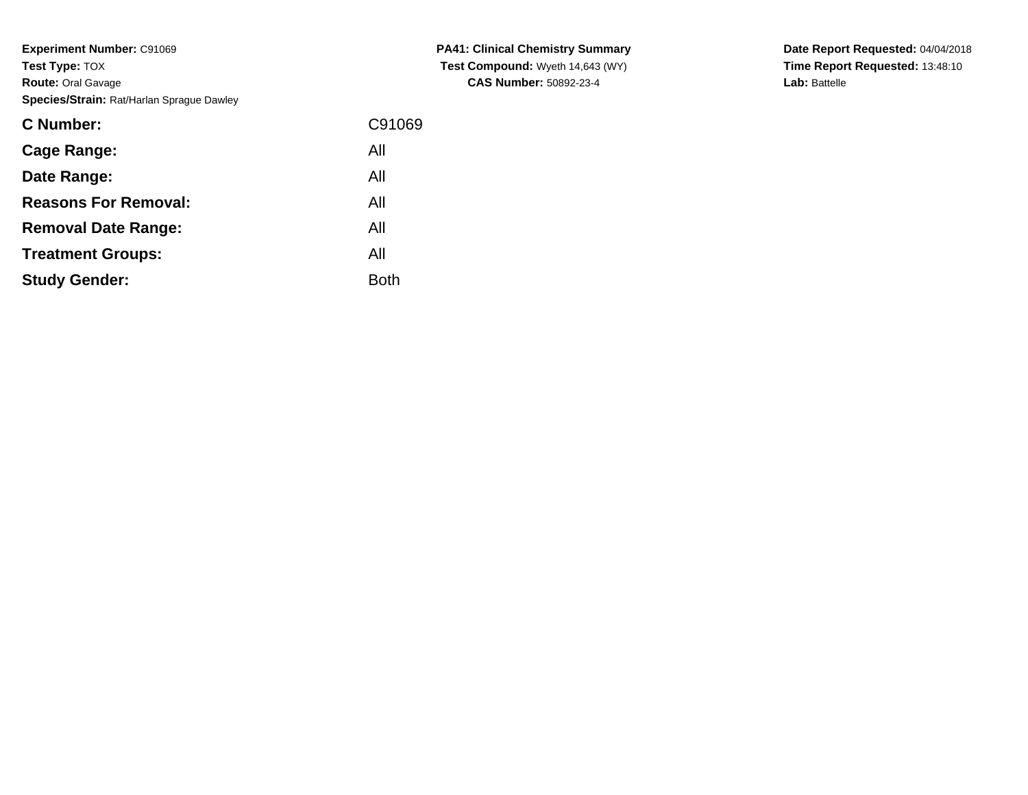**Experiment Number:** C91069
**Test Type:** TOX
**Route:** Oral Gavage
**Species/Strain:** Rat/Harlan Sprague Dawley

**PA41: Clinical Chemistry Summary**
**Test Compound:** Wyeth 14,643 (WY)
**CAS Number:** 50892-23-4

**Date Report Requested:** 04/04/2018
**Time Report Requested:** 13:48:10
**Lab:** Battelle

| | |
|---|---|
| **C Number:** | C91069 |
| **Cage Range:** | All |
| **Date Range:** | All |
| **Reasons For Removal:** | All |
| **Removal Date Range:** | All |
| **Treatment Groups:** | All |
| **Study Gender:** | Both |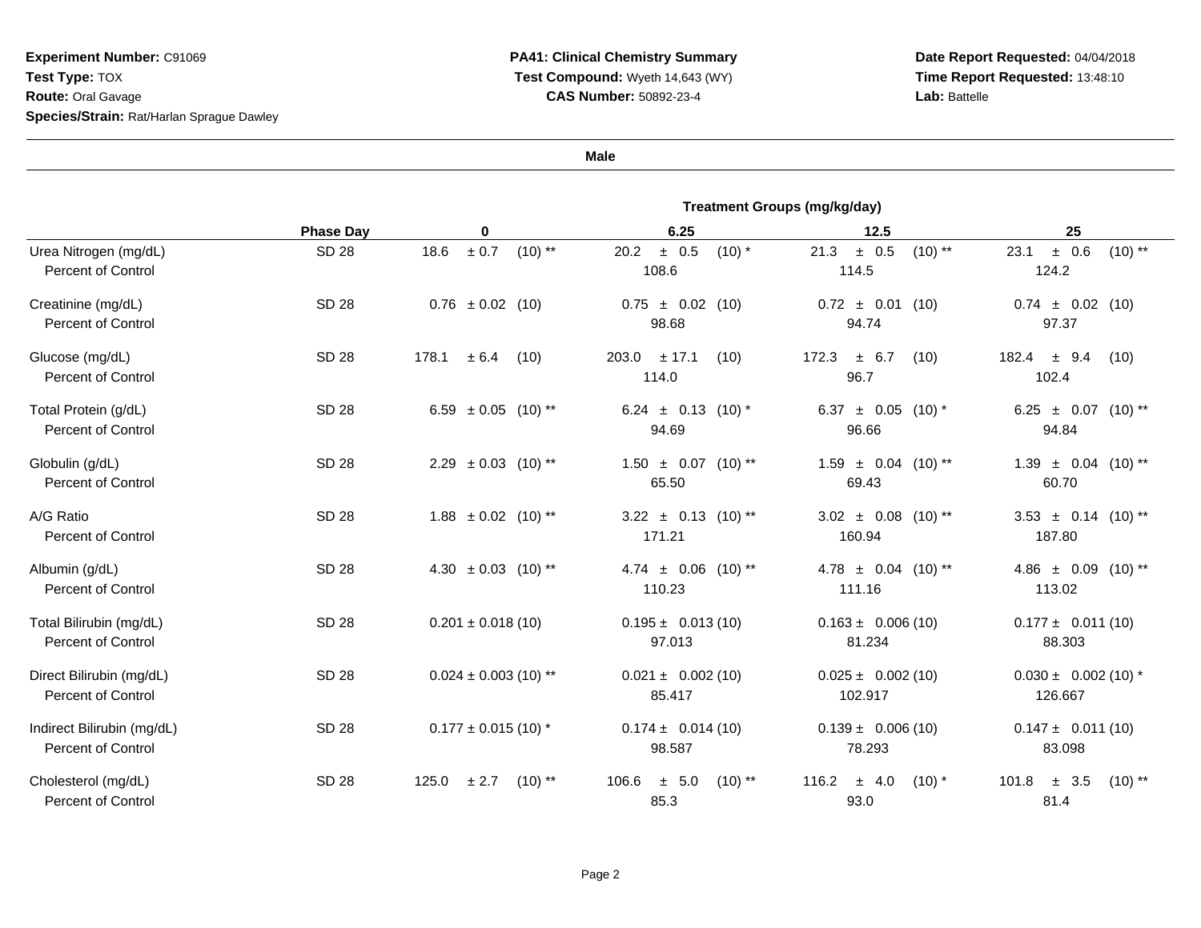**Experiment Number:** C91069
**Test Type:** TOX
**Route:** Oral Gavage
**Species/Strain:** Rat/Harlan Sprague Dawley

**PA41: Clinical Chemistry Summary**
**Test Compound:** Wyeth 14,643 (WY)
**CAS Number:** 50892-23-4

**Date Report Requested:** 04/04/2018
**Time Report Requested:** 13:48:10
**Lab:** Battelle

**Male**

| | Phase Day | Treatment Groups (mg/kg/day) | | | |
|---|---|---|---|---|---|
| | | 0 | 6.25 | 12.5 | 25 |
| Urea Nitrogen (mg/dL) | SD 28 | 18.6 ± 0.7 (10) ** | 20.2 ± 0.5 (10) * | 21.3 ± 0.5 (10) ** | 23.1 ± 0.6 (10) ** |
| Percent of Control | | | 108.6 | 114.5 | 124.2 |
| Creatinine (mg/dL) | SD 28 | 0.76 ± 0.02 (10) | 0.75 ± 0.02 (10) | 0.72 ± 0.01 (10) | 0.74 ± 0.02 (10) |
| Percent of Control | | | 98.68 | 94.74 | 97.37 |
| Glucose (mg/dL) | SD 28 | 178.1 ± 6.4 (10) | 203.0 ± 17.1 (10) | 172.3 ± 6.7 (10) | 182.4 ± 9.4 (10) |
| Percent of Control | | | 114.0 | 96.7 | 102.4 |
| Total Protein (g/dL) | SD 28 | 6.59 ± 0.05 (10) ** | 6.24 ± 0.13 (10) * | 6.37 ± 0.05 (10) * | 6.25 ± 0.07 (10) ** |
| Percent of Control | | | 94.69 | 96.66 | 94.84 |
| Globulin (g/dL) | SD 28 | 2.29 ± 0.03 (10) ** | 1.50 ± 0.07 (10) ** | 1.59 ± 0.04 (10) ** | 1.39 ± 0.04 (10) ** |
| Percent of Control | | | 65.50 | 69.43 | 60.70 |
| A/G Ratio | SD 28 | 1.88 ± 0.02 (10) ** | 3.22 ± 0.13 (10) ** | 3.02 ± 0.08 (10) ** | 3.53 ± 0.14 (10) ** |
| Percent of Control | | | 171.21 | 160.94 | 187.80 |
| Albumin (g/dL) | SD 28 | 4.30 ± 0.03 (10) ** | 4.74 ± 0.06 (10) ** | 4.78 ± 0.04 (10) ** | 4.86 ± 0.09 (10) ** |
| Percent of Control | | | 110.23 | 111.16 | 113.02 |
| Total Bilirubin (mg/dL) | SD 28 | 0.201 ± 0.018 (10) | 0.195 ± 0.013 (10) | 0.163 ± 0.006 (10) | 0.177 ± 0.011 (10) |
| Percent of Control | | | 97.013 | 81.234 | 88.303 |
| Direct Bilirubin (mg/dL) | SD 28 | 0.024 ± 0.003 (10) ** | 0.021 ± 0.002 (10) | 0.025 ± 0.002 (10) | 0.030 ± 0.002 (10) * |
| Percent of Control | | | 85.417 | 102.917 | 126.667 |
| Indirect Bilirubin (mg/dL) | SD 28 | 0.177 ± 0.015 (10) * | 0.174 ± 0.014 (10) | 0.139 ± 0.006 (10) | 0.147 ± 0.011 (10) |
| Percent of Control | | | 98.587 | 78.293 | 83.098 |
| Cholesterol (mg/dL) | SD 28 | 125.0 ± 2.7 (10) ** | 106.6 ± 5.0 (10) ** | 116.2 ± 4.0 (10) * | 101.8 ± 3.5 (10) ** |
| Percent of Control | | | 85.3 | 93.0 | 81.4 |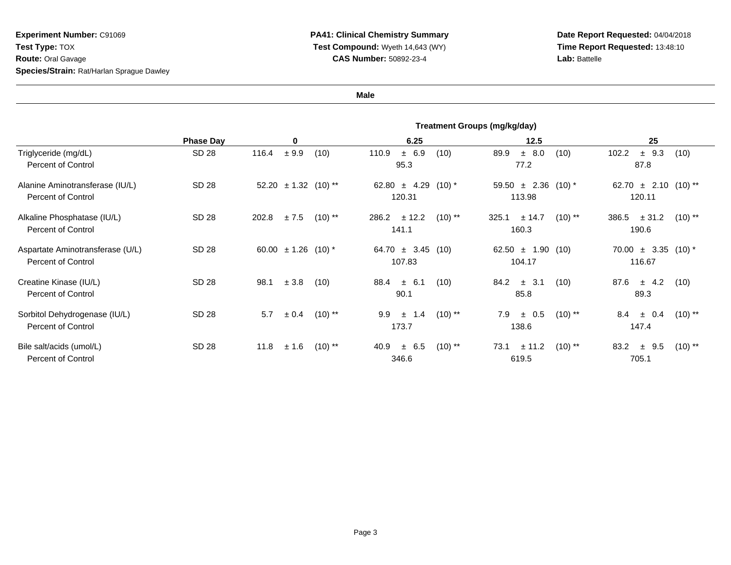**Experiment Number:** C91069
**Test Type:** TOX
**Route:** Oral Gavage
**Species/Strain:** Rat/Harlan Sprague Dawley

**PA41: Clinical Chemistry Summary**
**Test Compound:** Wyeth 14,643 (WY)
**CAS Number:** 50892-23-4

**Date Report Requested:** 04/04/2018
**Time Report Requested:** 13:48:10
**Lab:** Battelle

**Male**

| | | Treatment Groups (mg/kg/day) | | | |
|---|---|---|---|---|---|
| | **Phase Day** | **0** | **6.25** | **12.5** | **25** |
| Triglyceride (mg/dL) | SD 28 | 116.4 ± 9.9 (10) | 110.9 ± 6.9 (10) | 89.9 ± 8.0 (10) | 102.2 ± 9.3 (10) |
| Percent of Control | | | 95.3 | 77.2 | 87.8 |
| Alanine Aminotransferase (IU/L) | SD 28 | 52.20 ± 1.32 (10) ** | 62.80 ± 4.29 (10) * | 59.50 ± 2.36 (10) * | 62.70 ± 2.10 (10) ** |
| Percent of Control | | | 120.31 | 113.98 | 120.11 |
| Alkaline Phosphatase (IU/L) | SD 28 | 202.8 ± 7.5 (10) ** | 286.2 ± 12.2 (10) ** | 325.1 ± 14.7 (10) ** | 386.5 ± 31.2 (10) ** |
| Percent of Control | | | 141.1 | 160.3 | 190.6 |
| Aspartate Aminotransferase (U/L) | SD 28 | 60.00 ± 1.26 (10) * | 64.70 ± 3.45 (10) | 62.50 ± 1.90 (10) | 70.00 ± 3.35 (10) * |
| Percent of Control | | | 107.83 | 104.17 | 116.67 |
| Creatine Kinase (IU/L) | SD 28 | 98.1 ± 3.8 (10) | 88.4 ± 6.1 (10) | 84.2 ± 3.1 (10) | 87.6 ± 4.2 (10) |
| Percent of Control | | | 90.1 | 85.8 | 89.3 |
| Sorbitol Dehydrogenase (IU/L) | SD 28 | 5.7 ± 0.4 (10) ** | 9.9 ± 1.4 (10) ** | 7.9 ± 0.5 (10) ** | 8.4 ± 0.4 (10) ** |
| Percent of Control | | | 173.7 | 138.6 | 147.4 |
| Bile salt/acids (umol/L) | SD 28 | 11.8 ± 1.6 (10) ** | 40.9 ± 6.5 (10) ** | 73.1 ± 11.2 (10) ** | 83.2 ± 9.5 (10) ** |
| Percent of Control | | | 346.6 | 619.5 | 705.1 |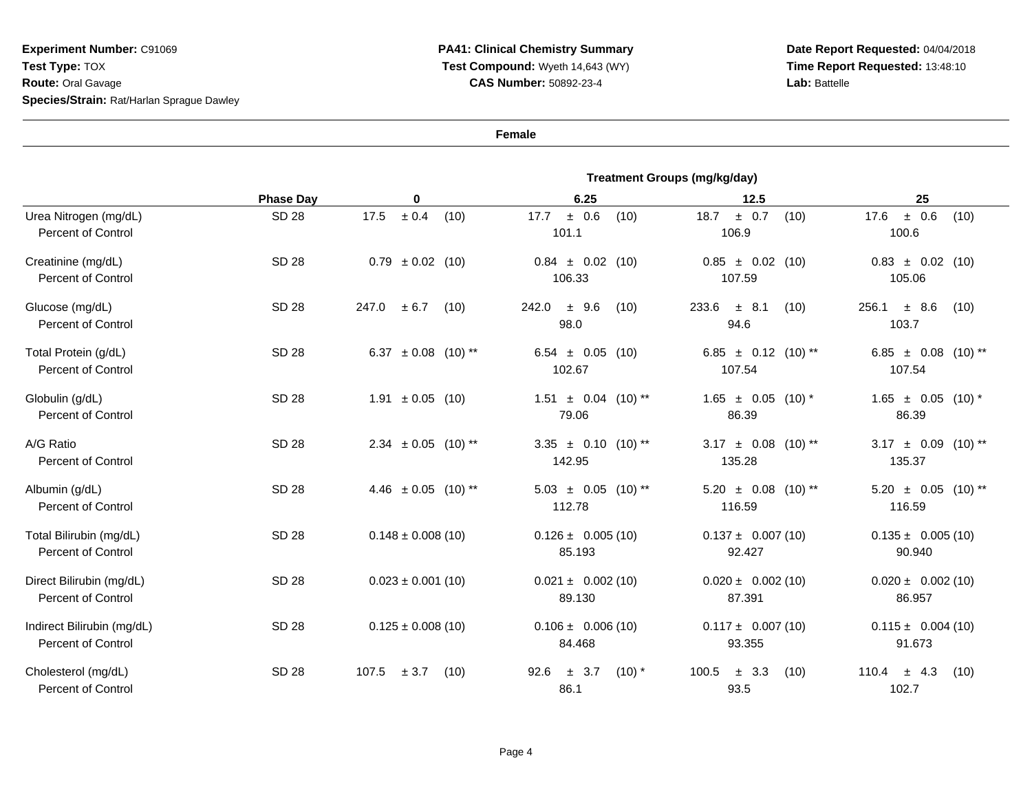**Experiment Number:** C91069
**Test Type:** TOX
**Route:** Oral Gavage
**Species/Strain:** Rat/Harlan Sprague Dawley

**PA41: Clinical Chemistry Summary**
**Test Compound:** Wyeth 14,643 (WY)
**CAS Number:** 50892-23-4

**Date Report Requested:** 04/04/2018
**Time Report Requested:** 13:48:10
**Lab:** Battelle

**Female**

| | Phase Day | Treatment Groups (mg/kg/day) | | | |
|---|---|---|---|---|---|
| | | 0 | 6.25 | 12.5 | 25 |
| Urea Nitrogen (mg/dL) | SD 28 | 17.5 ± 0.4 (10) | 17.7 ± 0.6 (10) | 18.7 ± 0.7 (10) | 17.6 ± 0.6 (10) |
| Percent of Control | | | 101.1 | 106.9 | 100.6 |
| Creatinine (mg/dL) | SD 28 | 0.79 ± 0.02 (10) | 0.84 ± 0.02 (10) | 0.85 ± 0.02 (10) | 0.83 ± 0.02 (10) |
| Percent of Control | | | 106.33 | 107.59 | 105.06 |
| Glucose (mg/dL) | SD 28 | 247.0 ± 6.7 (10) | 242.0 ± 9.6 (10) | 233.6 ± 8.1 (10) | 256.1 ± 8.6 (10) |
| Percent of Control | | | 98.0 | 94.6 | 103.7 |
| Total Protein (g/dL) | SD 28 | 6.37 ± 0.08 (10) ** | 6.54 ± 0.05 (10) | 6.85 ± 0.12 (10) ** | 6.85 ± 0.08 (10) ** |
| Percent of Control | | | 102.67 | 107.54 | 107.54 |
| Globulin (g/dL) | SD 28 | 1.91 ± 0.05 (10) | 1.51 ± 0.04 (10) ** | 1.65 ± 0.05 (10) * | 1.65 ± 0.05 (10) * |
| Percent of Control | | | 79.06 | 86.39 | 86.39 |
| A/G Ratio | SD 28 | 2.34 ± 0.05 (10) ** | 3.35 ± 0.10 (10) ** | 3.17 ± 0.08 (10) ** | 3.17 ± 0.09 (10) ** |
| Percent of Control | | | 142.95 | 135.28 | 135.37 |
| Albumin (g/dL) | SD 28 | 4.46 ± 0.05 (10) ** | 5.03 ± 0.05 (10) ** | 5.20 ± 0.08 (10) ** | 5.20 ± 0.05 (10) ** |
| Percent of Control | | | 112.78 | 116.59 | 116.59 |
| Total Bilirubin (mg/dL) | SD 28 | 0.148 ± 0.008 (10) | 0.126 ± 0.005 (10) | 0.137 ± 0.007 (10) | 0.135 ± 0.005 (10) |
| Percent of Control | | | 85.193 | 92.427 | 90.940 |
| Direct Bilirubin (mg/dL) | SD 28 | 0.023 ± 0.001 (10) | 0.021 ± 0.002 (10) | 0.020 ± 0.002 (10) | 0.020 ± 0.002 (10) |
| Percent of Control | | | 89.130 | 87.391 | 86.957 |
| Indirect Bilirubin (mg/dL) | SD 28 | 0.125 ± 0.008 (10) | 0.106 ± 0.006 (10) | 0.117 ± 0.007 (10) | 0.115 ± 0.004 (10) |
| Percent of Control | | | 84.468 | 93.355 | 91.673 |
| Cholesterol (mg/dL) | SD 28 | 107.5 ± 3.7 (10) | 92.6 ± 3.7 (10) * | 100.5 ± 3.3 (10) | 110.4 ± 4.3 (10) |
| Percent of Control | | | 86.1 | 93.5 | 102.7 |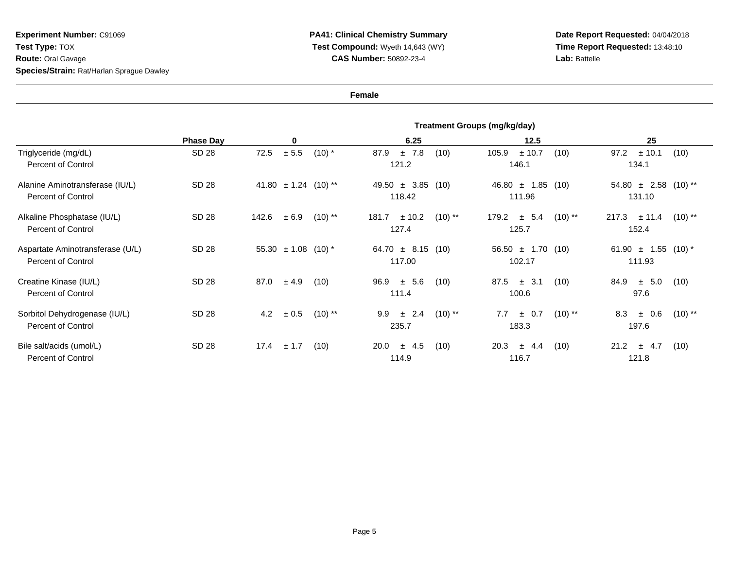**Experiment Number:** C91069
**Test Type:** TOX
**Route:** Oral Gavage
**Species/Strain:** Rat/Harlan Sprague Dawley

**PA41: Clinical Chemistry Summary**
**Test Compound:** Wyeth 14,643 (WY)
**CAS Number:** 50892-23-4

**Date Report Requested:** 04/04/2018
**Time Report Requested:** 13:48:10
**Lab:** Battelle

**Female**

| | | Treatment Groups (mg/kg/day) | | | |
|---|---|---|---|---|---|
| | **Phase Day** | **0** | **6.25** | **12.5** | **25** |
| Triglyceride (mg/dL) | SD 28 | 72.5 ± 5.5 (10) * | 87.9 ± 7.8 (10) | 105.9 ± 10.7 (10) | 97.2 ± 10.1 (10) |
| Percent of Control | | | 121.2 | 146.1 | 134.1 |
| Alanine Aminotransferase (IU/L) | SD 28 | 41.80 ± 1.24 (10) ** | 49.50 ± 3.85 (10) | 46.80 ± 1.85 (10) | 54.80 ± 2.58 (10) ** |
| Percent of Control | | | 118.42 | 111.96 | 131.10 |
| Alkaline Phosphatase (IU/L) | SD 28 | 142.6 ± 6.9 (10) ** | 181.7 ± 10.2 (10) ** | 179.2 ± 5.4 (10) ** | 217.3 ± 11.4 (10) ** |
| Percent of Control | | | 127.4 | 125.7 | 152.4 |
| Aspartate Aminotransferase (U/L) | SD 28 | 55.30 ± 1.08 (10) * | 64.70 ± 8.15 (10) | 56.50 ± 1.70 (10) | 61.90 ± 1.55 (10) * |
| Percent of Control | | | 117.00 | 102.17 | 111.93 |
| Creatine Kinase (IU/L) | SD 28 | 87.0 ± 4.9 (10) | 96.9 ± 5.6 (10) | 87.5 ± 3.1 (10) | 84.9 ± 5.0 (10) |
| Percent of Control | | | 111.4 | 100.6 | 97.6 |
| Sorbitol Dehydrogenase (IU/L) | SD 28 | 4.2 ± 0.5 (10) ** | 9.9 ± 2.4 (10) ** | 7.7 ± 0.7 (10) ** | 8.3 ± 0.6 (10) ** |
| Percent of Control | | | 235.7 | 183.3 | 197.6 |
| Bile salt/acids (umol/L) | SD 28 | 17.4 ± 1.7 (10) | 20.0 ± 4.5 (10) | 20.3 ± 4.4 (10) | 21.2 ± 4.7 (10) |
| Percent of Control | | | 114.9 | 116.7 | 121.8 |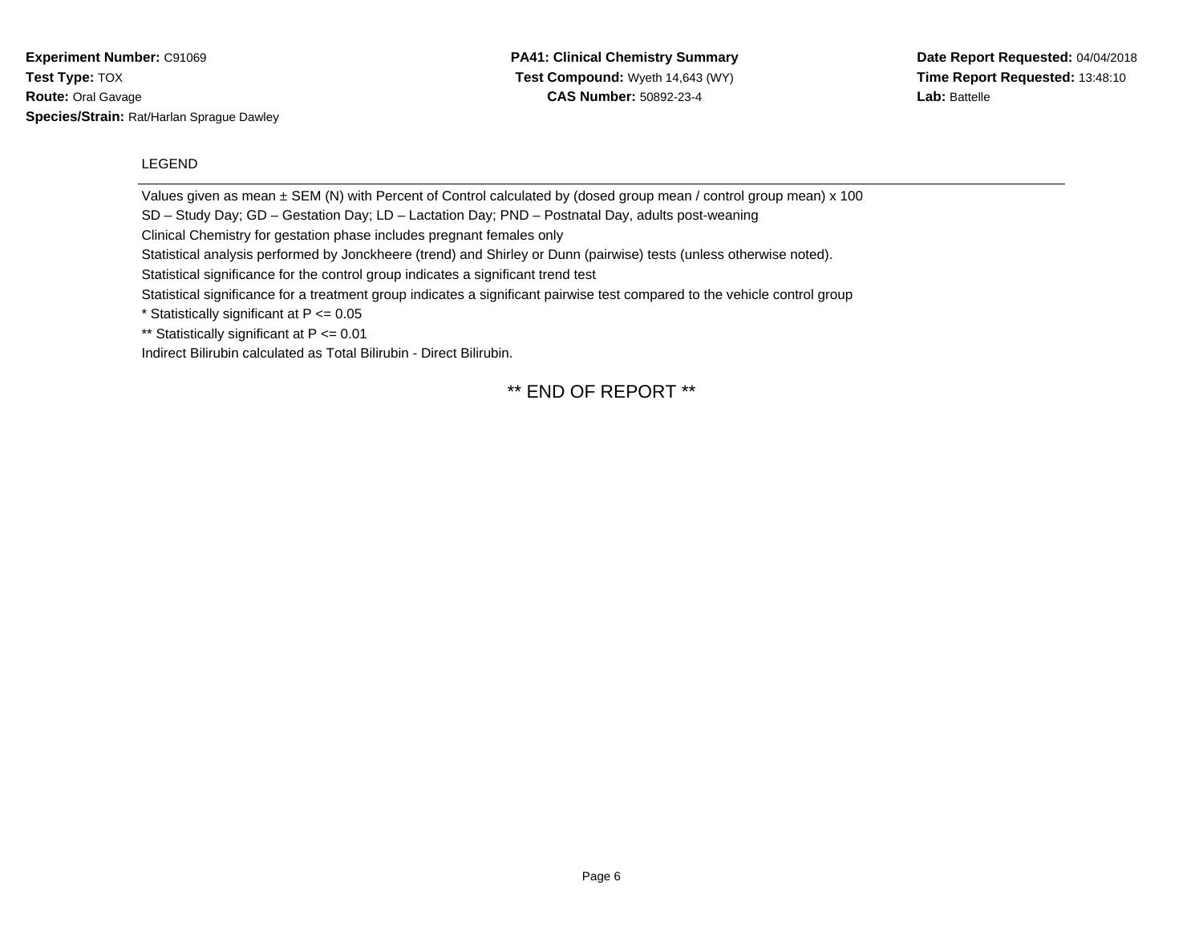**Experiment Number:** C91069
**Test Type:** TOX
**Route:** Oral Gavage
**Species/Strain:** Rat/Harlan Sprague Dawley

**PA41: Clinical Chemistry Summary**
**Test Compound:** Wyeth 14,643 (WY)
**CAS Number:** 50892-23-4

**Date Report Requested:** 04/04/2018
**Time Report Requested:** 13:48:10
**Lab:** Battelle

LEGEND

Values given as mean ± SEM (N) with Percent of Control calculated by (dosed group mean / control group mean) x 100

SD – Study Day; GD – Gestation Day; LD – Lactation Day; PND – Postnatal Day, adults post-weaning

Clinical Chemistry for gestation phase includes pregnant females only

Statistical analysis performed by Jonckheere (trend) and Shirley or Dunn (pairwise) tests (unless otherwise noted).

Statistical significance for the control group indicates a significant trend test

Statistical significance for a treatment group indicates a significant pairwise test compared to the vehicle control group

* Statistically significant at $P <= 0.05$

** Statistically significant at $P <= 0.01$

Indirect Bilirubin calculated as Total Bilirubin - Direct Bilirubin.

** END OF REPORT **